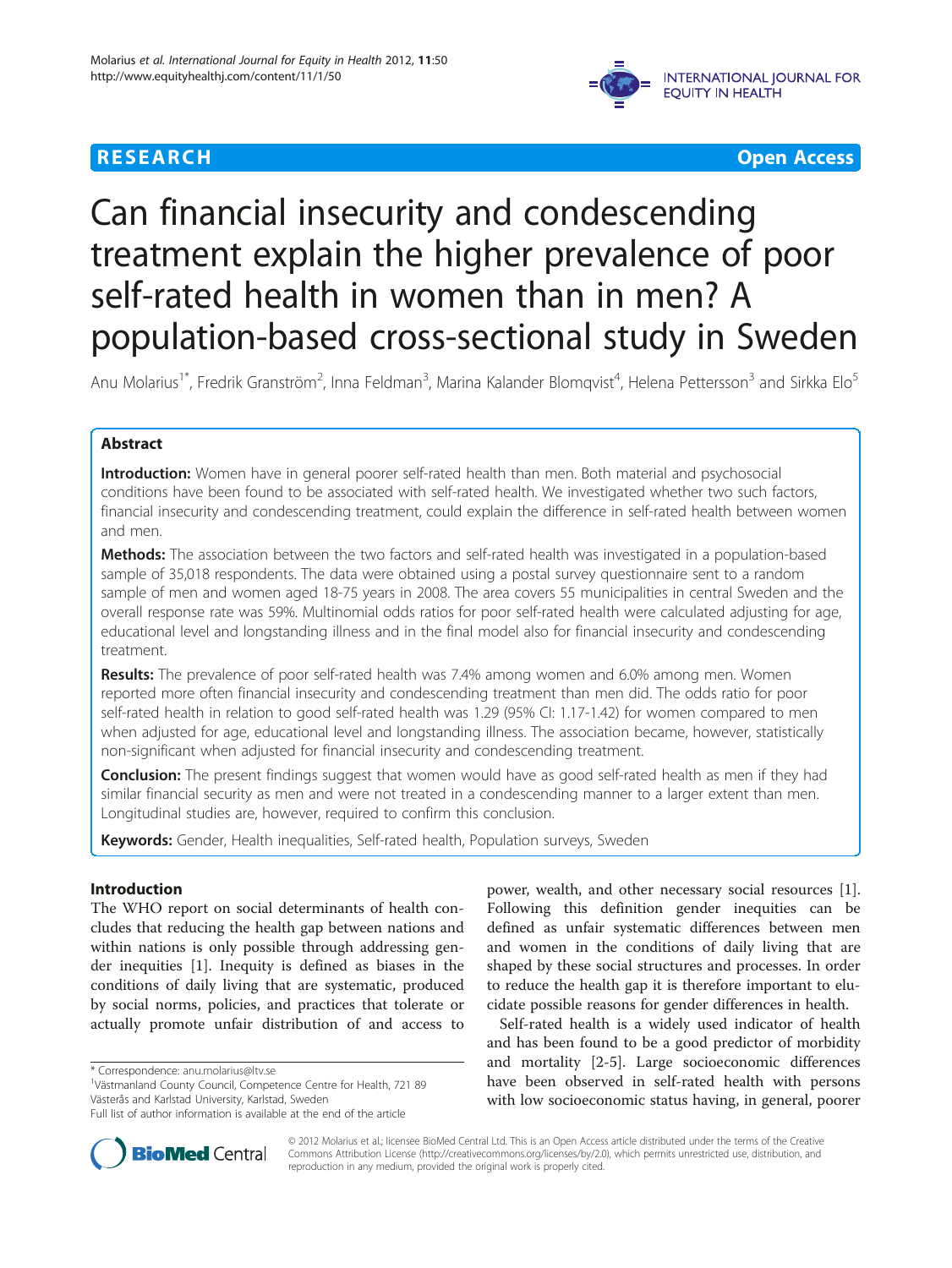# Can financial insecurity and condescending treatment explain the higher prevalence of poor self-rated health in women than in men? A population-based cross-sectional study in Sweden

Anu Molarius[1*], Fredrik Granström[2], Inna Feldman[3], Marina Kalander Blomqvist[4], Helena Pettersson[3] and Sirkka Elo[5]

## Abstract

**Introduction:** Women have in general poorer self-rated health than men. Both material and psychosocial conditions have been found to be associated with self-rated health. We investigated whether two such factors, financial insecurity and condescending treatment, could explain the difference in self-rated health between women and men.

**Methods:** The association between the two factors and self-rated health was investigated in a population-based sample of 35,018 respondents. The data were obtained using a postal survey questionnaire sent to a random sample of men and women aged 18-75 years in 2008. The area covers 55 municipalities in central Sweden and the overall response rate was 59%. Multinomial odds ratios for poor self-rated health were calculated adjusting for age, educational level and longstanding illness and in the final model also for financial insecurity and condescending treatment.

**Results:** The prevalence of poor self-rated health was 7.4% among women and 6.0% among men. Women reported more often financial insecurity and condescending treatment than men did. The odds ratio for poor self-rated health in relation to good self-rated health was 1.29 (95% CI: 1.17-1.42) for women compared to men when adjusted for age, educational level and longstanding illness. The association became, however, statistically non-significant when adjusted for financial insecurity and condescending treatment.

**Conclusion:** The present findings suggest that women would have as good self-rated health as men if they had similar financial security as men and were not treated in a condescending manner to a larger extent than men. Longitudinal studies are, however, required to confirm this conclusion.

**Keywords:** Gender, Health inequalities, Self-rated health, Population surveys, Sweden

## Introduction

The WHO report on social determinants of health concludes that reducing the health gap between nations and within nations is only possible through addressing gender inequities [1]. Inequity is defined as biases in the conditions of daily living that are systematic, produced by social norms, policies, and practices that tolerate or actually promote unfair distribution of and access to power, wealth, and other necessary social resources [1]. Following this definition gender inequities can be defined as unfair systematic differences between men and women in the conditions of daily living that are shaped by these social structures and processes. In order to reduce the health gap it is therefore important to elucidate possible reasons for gender differences in health.

Self-rated health is a widely used indicator of health and has been found to be a good predictor of morbidity and mortality [2-5]. Large socioeconomic differences have been observed in self-rated health with persons with low socioeconomic status having, in general, poorer

\* Correspondence: anu.molarius@ltv.se
[1]Västmanland County Council, Competence Centre for Health, 721 89 Västerås and Karlstad University, Karlstad, Sweden
Full list of author information is available at the end of the article

© 2012 Molarius et al.; licensee BioMed Central Ltd. This is an Open Access article distributed under the terms of the Creative Commons Attribution License (http://creativecommons.org/licenses/by/2.0), which permits unrestricted use, distribution, and reproduction in any medium, provided the original work is properly cited.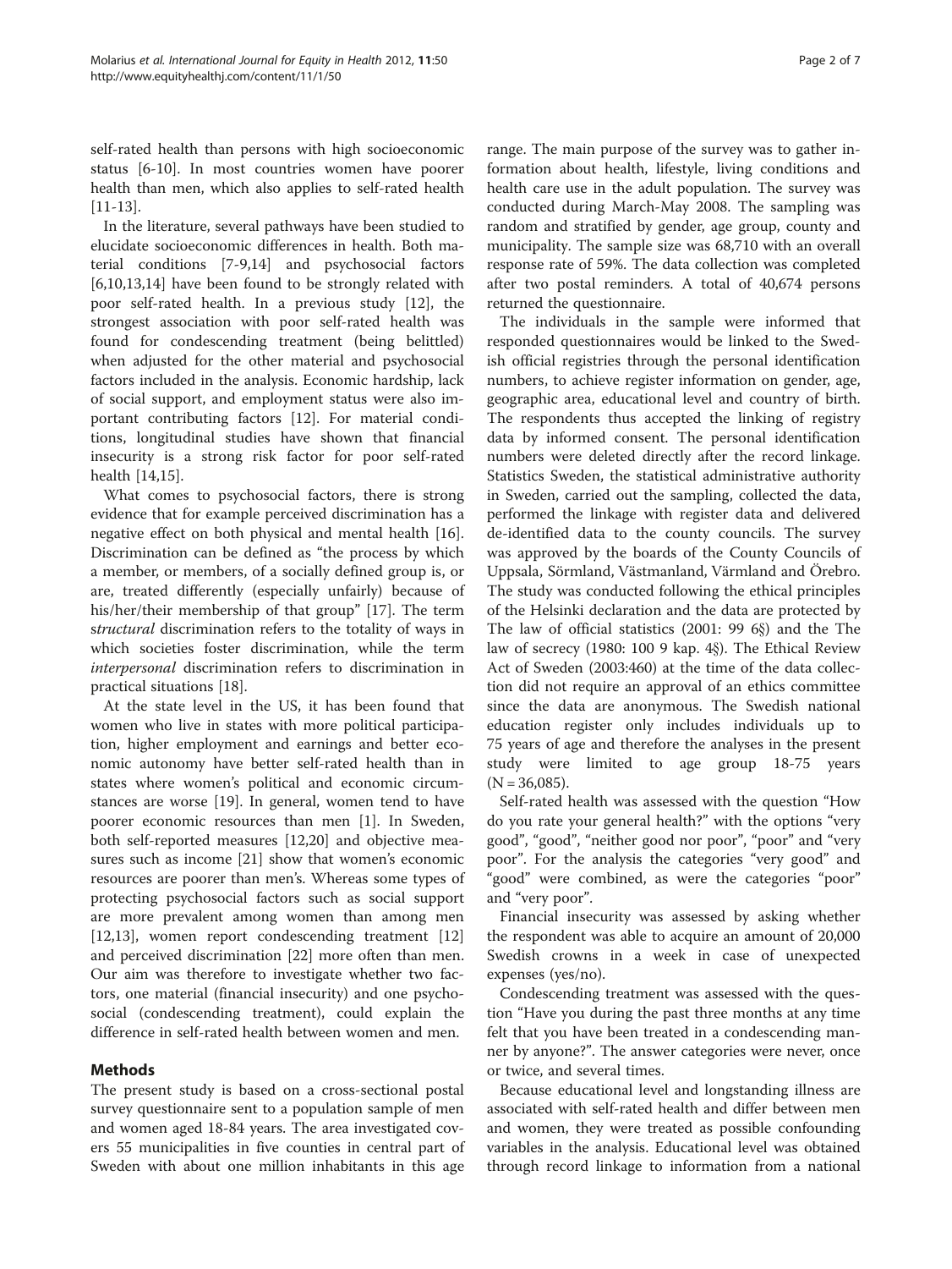self-rated health than persons with high socioeconomic status [6-10]. In most countries women have poorer health than men, which also applies to self-rated health [11-13].

In the literature, several pathways have been studied to elucidate socioeconomic differences in health. Both material conditions [7-9,14] and psychosocial factors [6,10,13,14] have been found to be strongly related with poor self-rated health. In a previous study [12], the strongest association with poor self-rated health was found for condescending treatment (being belittled) when adjusted for the other material and psychosocial factors included in the analysis. Economic hardship, lack of social support, and employment status were also important contributing factors [12]. For material conditions, longitudinal studies have shown that financial insecurity is a strong risk factor for poor self-rated health [14,15].

What comes to psychosocial factors, there is strong evidence that for example perceived discrimination has a negative effect on both physical and mental health [16]. Discrimination can be defined as "the process by which a member, or members, of a socially defined group is, or are, treated differently (especially unfairly) because of his/her/their membership of that group" [17]. The term *structural* discrimination refers to the totality of ways in which societies foster discrimination, while the term *interpersonal* discrimination refers to discrimination in practical situations [18].

At the state level in the US, it has been found that women who live in states with more political participation, higher employment and earnings and better economic autonomy have better self-rated health than in states where women's political and economic circumstances are worse [19]. In general, women tend to have poorer economic resources than men [1]. In Sweden, both self-reported measures [12,20] and objective measures such as income [21] show that women's economic resources are poorer than men's. Whereas some types of protecting psychosocial factors such as social support are more prevalent among women than among men [12,13], women report condescending treatment [12] and perceived discrimination [22] more often than men. Our aim was therefore to investigate whether two factors, one material (financial insecurity) and one psychosocial (condescending treatment), could explain the difference in self-rated health between women and men.

## Methods

The present study is based on a cross-sectional postal survey questionnaire sent to a population sample of men and women aged 18-84 years. The area investigated covers 55 municipalities in five counties in central part of Sweden with about one million inhabitants in this age range. The main purpose of the survey was to gather information about health, lifestyle, living conditions and health care use in the adult population. The survey was conducted during March-May 2008. The sampling was random and stratified by gender, age group, county and municipality. The sample size was 68,710 with an overall response rate of 59%. The data collection was completed after two postal reminders. A total of 40,674 persons returned the questionnaire.

The individuals in the sample were informed that responded questionnaires would be linked to the Swedish official registries through the personal identification numbers, to achieve register information on gender, age, geographic area, educational level and country of birth. The respondents thus accepted the linking of registry data by informed consent. The personal identification numbers were deleted directly after the record linkage. Statistics Sweden, the statistical administrative authority in Sweden, carried out the sampling, collected the data, performed the linkage with register data and delivered de-identified data to the county councils. The survey was approved by the boards of the County Councils of Uppsala, Sörmland, Västmanland, Värmland and Örebro. The study was conducted following the ethical principles of the Helsinki declaration and the data are protected by The law of official statistics (2001: 99 6§) and the The law of secrecy (1980: 100 9 kap. 4§). The Ethical Review Act of Sweden (2003:460) at the time of the data collection did not require an approval of an ethics committee since the data are anonymous. The Swedish national education register only includes individuals up to 75 years of age and therefore the analyses in the present study were limited to age group 18-75 years (N = 36,085).

Self-rated health was assessed with the question "How do you rate your general health?" with the options "very good", "good", "neither good nor poor", "poor" and "very poor". For the analysis the categories "very good" and "good" were combined, as were the categories "poor" and "very poor".

Financial insecurity was assessed by asking whether the respondent was able to acquire an amount of 20,000 Swedish crowns in a week in case of unexpected expenses (yes/no).

Condescending treatment was assessed with the question "Have you during the past three months at any time felt that you have been treated in a condescending manner by anyone?". The answer categories were never, once or twice, and several times.

Because educational level and longstanding illness are associated with self-rated health and differ between men and women, they were treated as possible confounding variables in the analysis. Educational level was obtained through record linkage to information from a national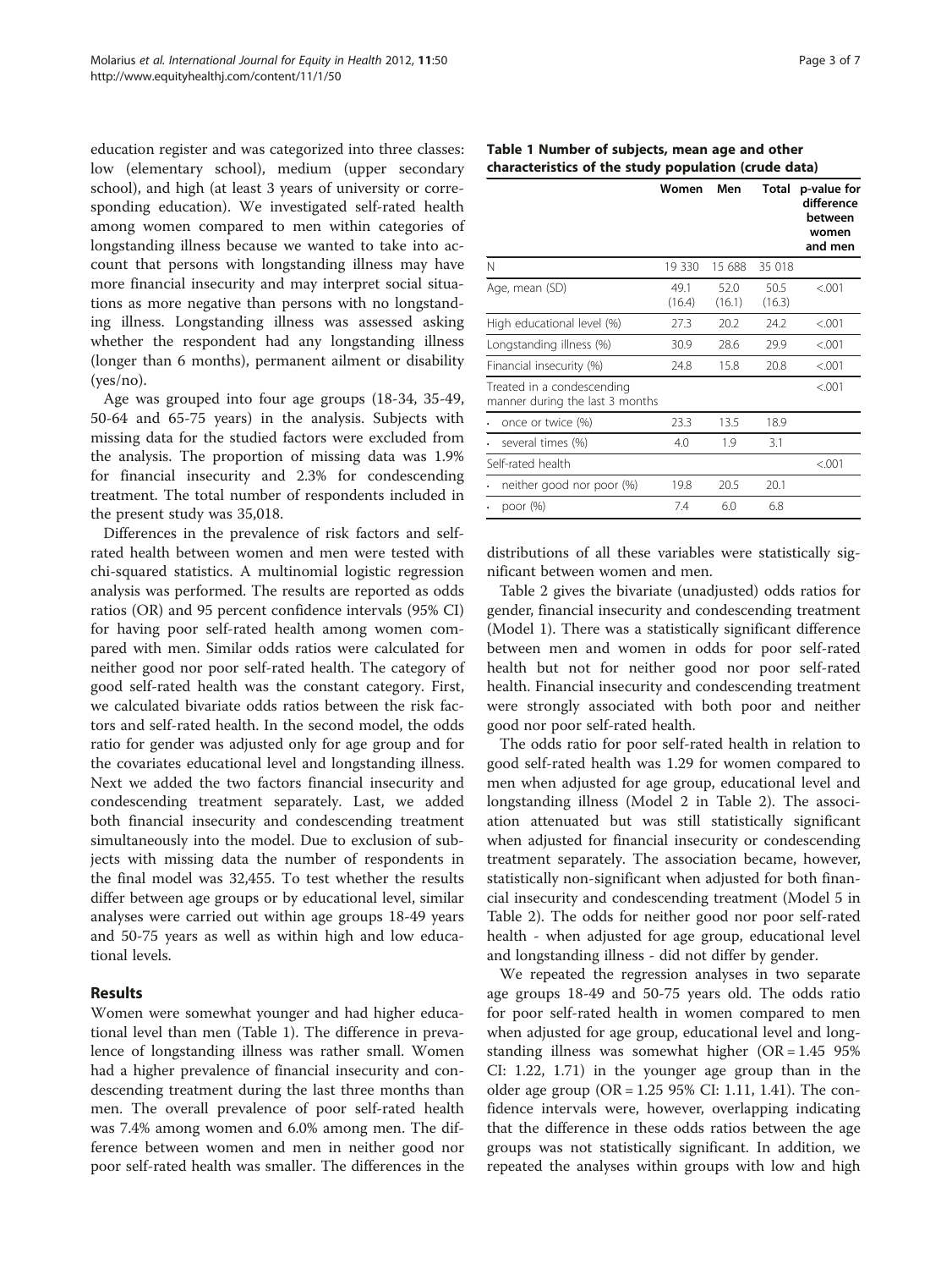education register and was categorized into three classes: low (elementary school), medium (upper secondary school), and high (at least 3 years of university or corresponding education). We investigated self-rated health among women compared to men within categories of longstanding illness because we wanted to take into account that persons with longstanding illness may have more financial insecurity and may interpret social situations as more negative than persons with no longstanding illness. Longstanding illness was assessed asking whether the respondent had any longstanding illness (longer than 6 months), permanent ailment or disability (yes/no).

Age was grouped into four age groups (18-34, 35-49, 50-64 and 65-75 years) in the analysis. Subjects with missing data for the studied factors were excluded from the analysis. The proportion of missing data was 1.9% for financial insecurity and 2.3% for condescending treatment. The total number of respondents included in the present study was 35,018.

Differences in the prevalence of risk factors and self-rated health between women and men were tested with chi-squared statistics. A multinomial logistic regression analysis was performed. The results are reported as odds ratios (OR) and 95 percent confidence intervals (95% CI) for having poor self-rated health among women compared with men. Similar odds ratios were calculated for neither good nor poor self-rated health. The category of good self-rated health was the constant category. First, we calculated bivariate odds ratios between the risk factors and self-rated health. In the second model, the odds ratio for gender was adjusted only for age group and for the covariates educational level and longstanding illness. Next we added the two factors financial insecurity and condescending treatment separately. Last, we added both financial insecurity and condescending treatment simultaneously into the model. Due to exclusion of subjects with missing data the number of respondents in the final model was 32,455. To test whether the results differ between age groups or by educational level, similar analyses were carried out within age groups 18-49 years and 50-75 years as well as within high and low educational levels.

## Results

Women were somewhat younger and had higher educational level than men (Table 1). The difference in prevalence of longstanding illness was rather small. Women had a higher prevalence of financial insecurity and condescending treatment during the last three months than men. The overall prevalence of poor self-rated health was 7.4% among women and 6.0% among men. The difference between women and men in neither good nor poor self-rated health was smaller. The differences in the distributions of all these variables were statistically significant between women and men.

**Table 1 Number of subjects, mean age and other characteristics of the study population (crude data)**

| | Women | Men | Total | p-value for difference between women and men |
|---|---|---|---|---|
| N | 19 330 | 15 688 | 35 018 | |
| Age, mean (SD) | 49.1 (16.4) | 52.0 (16.1) | 50.5 (16.3) | <.001 |
| High educational level (%) | 27.3 | 20.2 | 24.2 | <.001 |
| Longstanding illness (%) | 30.9 | 28.6 | 29.9 | <.001 |
| Financial insecurity (%) | 24.8 | 15.8 | 20.8 | <.001 |
| Treated in a condescending manner during the last 3 months | | | | <.001 |
| · once or twice (%) | 23.3 | 13.5 | 18.9 | |
| · several times (%) | 4.0 | 1.9 | 3.1 | |
| Self-rated health | | | | <.001 |
| · neither good nor poor (%) | 19.8 | 20.5 | 20.1 | |
| · poor (%) | 7.4 | 6.0 | 6.8 | |

Table 2 gives the bivariate (unadjusted) odds ratios for gender, financial insecurity and condescending treatment (Model 1). There was a statistically significant difference between men and women in odds for poor self-rated health but not for neither good nor poor self-rated health. Financial insecurity and condescending treatment were strongly associated with both poor and neither good nor poor self-rated health.

The odds ratio for poor self-rated health in relation to good self-rated health was 1.29 for women compared to men when adjusted for age group, educational level and longstanding illness (Model 2 in Table 2). The association attenuated but was still statistically significant when adjusted for financial insecurity or condescending treatment separately. The association became, however, statistically non-significant when adjusted for both financial insecurity and condescending treatment (Model 5 in Table 2). The odds for neither good nor poor self-rated health - when adjusted for age group, educational level and longstanding illness - did not differ by gender.

We repeated the regression analyses in two separate age groups 18-49 and 50-75 years old. The odds ratio for poor self-rated health in women compared to men when adjusted for age group, educational level and longstanding illness was somewhat higher (OR = 1.45 95% CI: 1.22, 1.71) in the younger age group than in the older age group (OR = 1.25 95% CI: 1.11, 1.41). The confidence intervals were, however, overlapping indicating that the difference in these odds ratios between the age groups was not statistically significant. In addition, we repeated the analyses within groups with low and high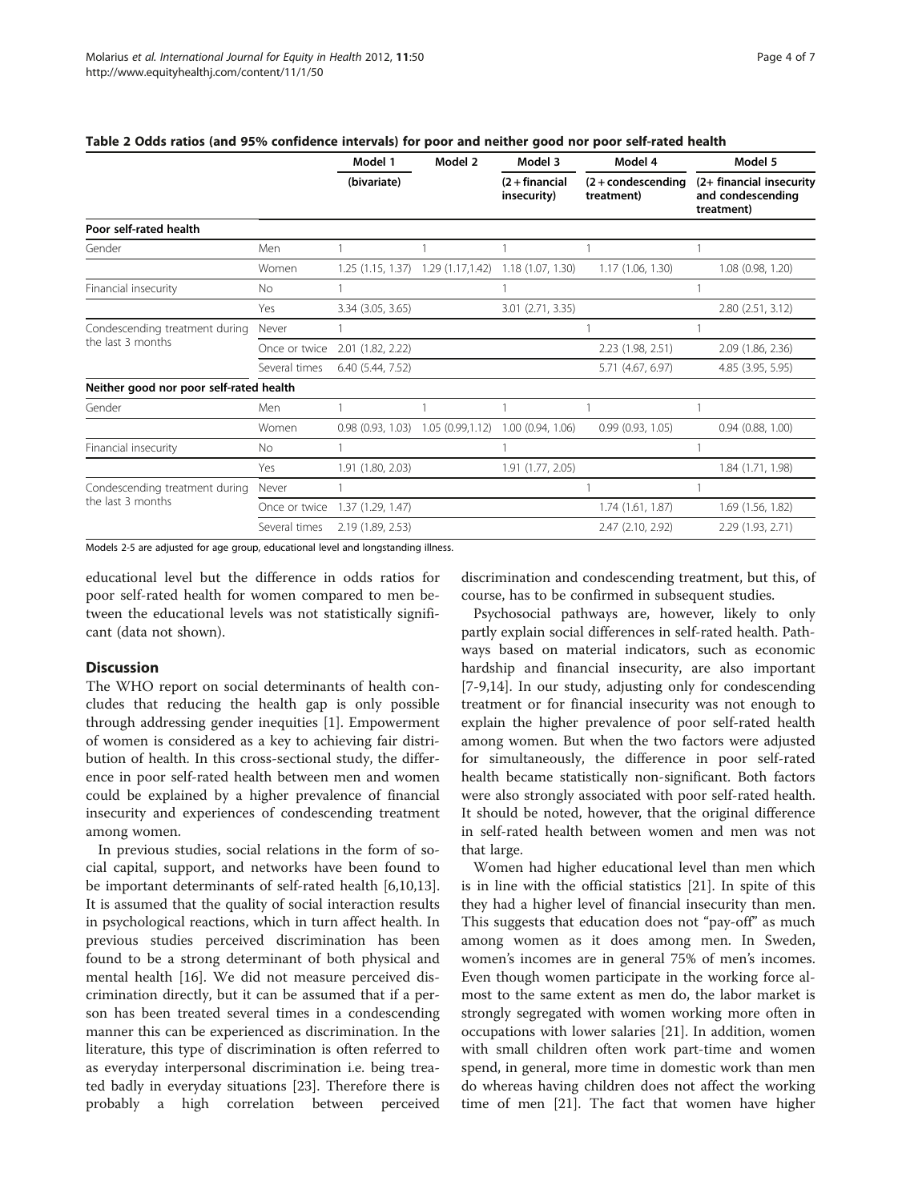**Table 2 Odds ratios (and 95% confidence intervals) for poor and neither good nor poor self-rated health**

| | | Model 1 | Model 2 | Model 3 | Model 4 | Model 5 |
|---|---|---|---|---|---|---|
| | | (bivariate) | | (2 + financial insecurity) | (2 + condescending treatment) | (2+ financial insecurity and condescending treatment) |
| **Poor self-rated health** | | | | | | |
| Gender | Men | 1 | 1 | 1 | 1 | 1 |
| | Women | 1.25 (1.15, 1.37) | 1.29 (1.17,1.42) | 1.18 (1.07, 1.30) | 1.17 (1.06, 1.30) | 1.08 (0.98, 1.20) |
| Financial insecurity | No | 1 | | 1 | | 1 |
| | Yes | 3.34 (3.05, 3.65) | | 3.01 (2.71, 3.35) | | 2.80 (2.51, 3.12) |
| Condescending treatment during the last 3 months | Never | 1 | | | 1 | 1 |
| | Once or twice | 2.01 (1.82, 2.22) | | | 2.23 (1.98, 2.51) | 2.09 (1.86, 2.36) |
| | Several times | 6.40 (5.44, 7.52) | | | 5.71 (4.67, 6.97) | 4.85 (3.95, 5.95) |
| **Neither good nor poor self-rated health** | | | | | | |
| Gender | Men | 1 | 1 | 1 | 1 | 1 |
| | Women | 0.98 (0.93, 1.03) | 1.05 (0.99,1.12) | 1.00 (0.94, 1.06) | 0.99 (0.93, 1.05) | 0.94 (0.88, 1.00) |
| Financial insecurity | No | 1 | | 1 | | 1 |
| | Yes | 1.91 (1.80, 2.03) | | 1.91 (1.77, 2.05) | | 1.84 (1.71, 1.98) |
| Condescending treatment during the last 3 months | Never | 1 | | | 1 | 1 |
| | Once or twice | 1.37 (1.29, 1.47) | | | 1.74 (1.61, 1.87) | 1.69 (1.56, 1.82) |
| | Several times | 2.19 (1.89, 2.53) | | | 2.47 (2.10, 2.92) | 2.29 (1.93, 2.71) |

Models 2-5 are adjusted for age group, educational level and longstanding illness.

educational level but the difference in odds ratios for poor self-rated health for women compared to men between the educational levels was not statistically significant (data not shown).

## Discussion

The WHO report on social determinants of health concludes that reducing the health gap is only possible through addressing gender inequities [1]. Empowerment of women is considered as a key to achieving fair distribution of health. In this cross-sectional study, the difference in poor self-rated health between men and women could be explained by a higher prevalence of financial insecurity and experiences of condescending treatment among women.

In previous studies, social relations in the form of social capital, support, and networks have been found to be important determinants of self-rated health [6,10,13]. It is assumed that the quality of social interaction results in psychological reactions, which in turn affect health. In previous studies perceived discrimination has been found to be a strong determinant of both physical and mental health [16]. We did not measure perceived discrimination directly, but it can be assumed that if a person has been treated several times in a condescending manner this can be experienced as discrimination. In the literature, this type of discrimination is often referred to as everyday interpersonal discrimination i.e. being treated badly in everyday situations [23]. Therefore there is probably a high correlation between perceived discrimination and condescending treatment, but this, of course, has to be confirmed in subsequent studies.

Psychosocial pathways are, however, likely to only partly explain social differences in self-rated health. Pathways based on material indicators, such as economic hardship and financial insecurity, are also important [7-9,14]. In our study, adjusting only for condescending treatment or for financial insecurity was not enough to explain the higher prevalence of poor self-rated health among women. But when the two factors were adjusted for simultaneously, the difference in poor self-rated health became statistically non-significant. Both factors were also strongly associated with poor self-rated health. It should be noted, however, that the original difference in self-rated health between women and men was not that large.

Women had higher educational level than men which is in line with the official statistics [21]. In spite of this they had a higher level of financial insecurity than men. This suggests that education does not "pay-off" as much among women as it does among men. In Sweden, women's incomes are in general 75% of men's incomes. Even though women participate in the working force almost to the same extent as men do, the labor market is strongly segregated with women working more often in occupations with lower salaries [21]. In addition, women with small children often work part-time and women spend, in general, more time in domestic work than men do whereas having children does not affect the working time of men [21]. The fact that women have higher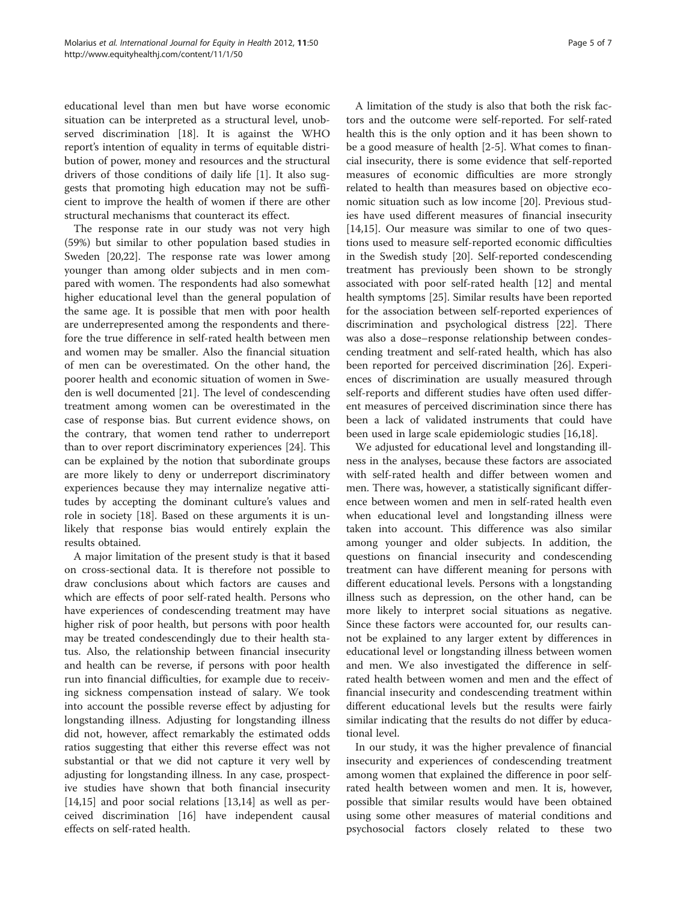educational level than men but have worse economic situation can be interpreted as a structural level, unobserved discrimination [18]. It is against the WHO report's intention of equality in terms of equitable distribution of power, money and resources and the structural drivers of those conditions of daily life [1]. It also suggests that promoting high education may not be sufficient to improve the health of women if there are other structural mechanisms that counteract its effect.

The response rate in our study was not very high (59%) but similar to other population based studies in Sweden [20,22]. The response rate was lower among younger than among older subjects and in men compared with women. The respondents had also somewhat higher educational level than the general population of the same age. It is possible that men with poor health are underrepresented among the respondents and therefore the true difference in self-rated health between men and women may be smaller. Also the financial situation of men can be overestimated. On the other hand, the poorer health and economic situation of women in Sweden is well documented [21]. The level of condescending treatment among women can be overestimated in the case of response bias. But current evidence shows, on the contrary, that women tend rather to underreport than to over report discriminatory experiences [24]. This can be explained by the notion that subordinate groups are more likely to deny or underreport discriminatory experiences because they may internalize negative attitudes by accepting the dominant culture's values and role in society [18]. Based on these arguments it is unlikely that response bias would entirely explain the results obtained.

A major limitation of the present study is that it based on cross-sectional data. It is therefore not possible to draw conclusions about which factors are causes and which are effects of poor self-rated health. Persons who have experiences of condescending treatment may have higher risk of poor health, but persons with poor health may be treated condescendingly due to their health status. Also, the relationship between financial insecurity and health can be reverse, if persons with poor health run into financial difficulties, for example due to receiving sickness compensation instead of salary. We took into account the possible reverse effect by adjusting for longstanding illness. Adjusting for longstanding illness did not, however, affect remarkably the estimated odds ratios suggesting that either this reverse effect was not substantial or that we did not capture it very well by adjusting for longstanding illness. In any case, prospective studies have shown that both financial insecurity [14,15] and poor social relations [13,14] as well as perceived discrimination [16] have independent causal effects on self-rated health.

A limitation of the study is also that both the risk factors and the outcome were self-reported. For self-rated health this is the only option and it has been shown to be a good measure of health [2-5]. What comes to financial insecurity, there is some evidence that self-reported measures of economic difficulties are more strongly related to health than measures based on objective economic situation such as low income [20]. Previous studies have used different measures of financial insecurity [14,15]. Our measure was similar to one of two questions used to measure self-reported economic difficulties in the Swedish study [20]. Self-reported condescending treatment has previously been shown to be strongly associated with poor self-rated health [12] and mental health symptoms [25]. Similar results have been reported for the association between self-reported experiences of discrimination and psychological distress [22]. There was also a dose–response relationship between condescending treatment and self-rated health, which has also been reported for perceived discrimination [26]. Experiences of discrimination are usually measured through self-reports and different studies have often used different measures of perceived discrimination since there has been a lack of validated instruments that could have been used in large scale epidemiologic studies [16,18].

We adjusted for educational level and longstanding illness in the analyses, because these factors are associated with self-rated health and differ between women and men. There was, however, a statistically significant difference between women and men in self-rated health even when educational level and longstanding illness were taken into account. This difference was also similar among younger and older subjects. In addition, the questions on financial insecurity and condescending treatment can have different meaning for persons with different educational levels. Persons with a longstanding illness such as depression, on the other hand, can be more likely to interpret social situations as negative. Since these factors were accounted for, our results cannot be explained to any larger extent by differences in educational level or longstanding illness between women and men. We also investigated the difference in self-rated health between women and men and the effect of financial insecurity and condescending treatment within different educational levels but the results were fairly similar indicating that the results do not differ by educational level.

In our study, it was the higher prevalence of financial insecurity and experiences of condescending treatment among women that explained the difference in poor self-rated health between women and men. It is, however, possible that similar results would have been obtained using some other measures of material conditions and psychosocial factors closely related to these two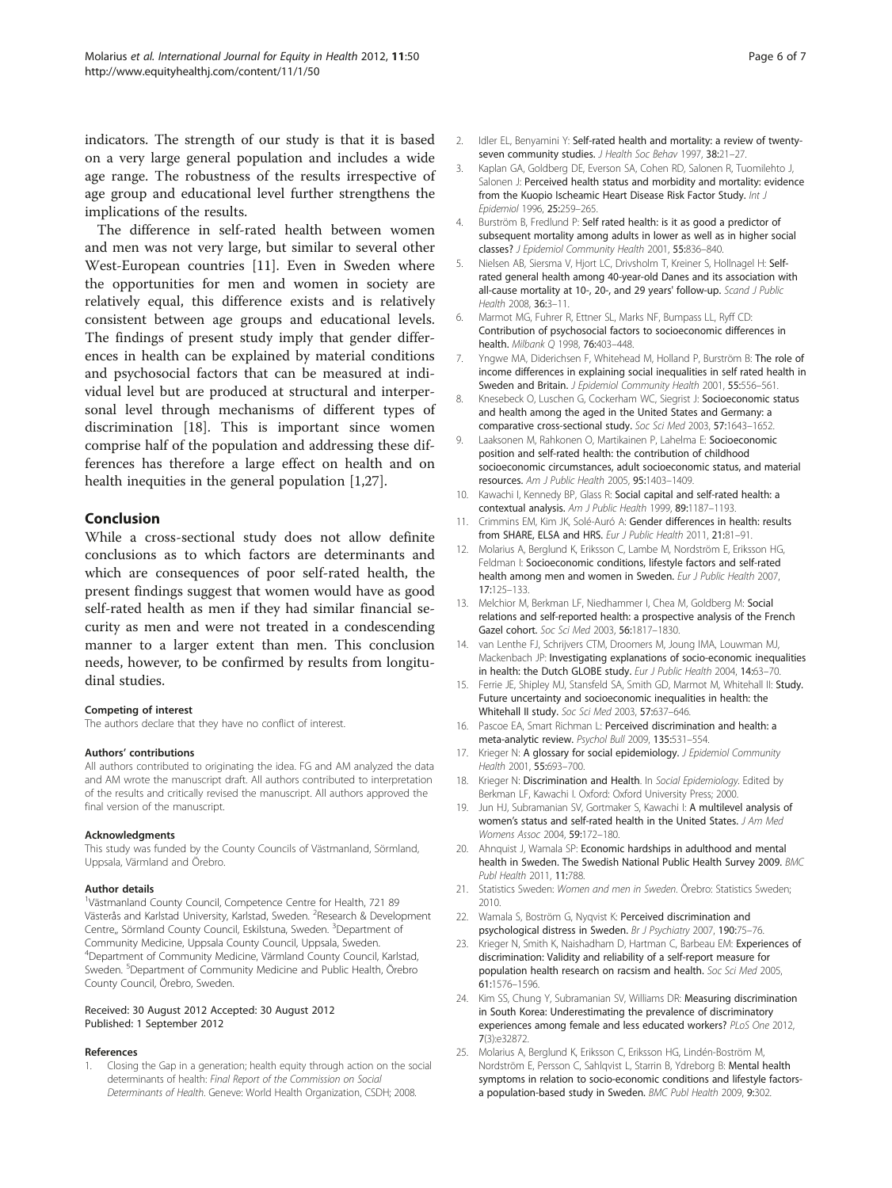indicators. The strength of our study is that it is based on a very large general population and includes a wide age range. The robustness of the results irrespective of age group and educational level further strengthens the implications of the results.

The difference in self-rated health between women and men was not very large, but similar to several other West-European countries [11]. Even in Sweden where the opportunities for men and women in society are relatively equal, this difference exists and is relatively consistent between age groups and educational levels. The findings of present study imply that gender differences in health can be explained by material conditions and psychosocial factors that can be measured at individual level but are produced at structural and interpersonal level through mechanisms of different types of discrimination [18]. This is important since women comprise half of the population and addressing these differences has therefore a large effect on health and on health inequities in the general population [1,27].

## Conclusion

While a cross-sectional study does not allow definite conclusions as to which factors are determinants and which are consequences of poor self-rated health, the present findings suggest that women would have as good self-rated health as men if they had similar financial security as men and were not treated in a condescending manner to a larger extent than men. This conclusion needs, however, to be confirmed by results from longitudinal studies.

#### Competing of interest

The authors declare that they have no conflict of interest.

#### Authors' contributions

All authors contributed to originating the idea. FG and AM analyzed the data and AM wrote the manuscript draft. All authors contributed to interpretation of the results and critically revised the manuscript. All authors approved the final version of the manuscript.

#### Acknowledgments

This study was funded by the County Councils of Västmanland, Sörmland, Uppsala, Värmland and Örebro.

#### Author details

[1]Västmanland County Council, Competence Centre for Health, 721 89 Västerås and Karlstad University, Karlstad, Sweden. [2]Research & Development Centre,, Sörmland County Council, Eskilstuna, Sweden. [3]Department of Community Medicine, Uppsala County Council, Uppsala, Sweden. [4]Department of Community Medicine, Värmland County Council, Karlstad, Sweden. [5]Department of Community Medicine and Public Health, Örebro County Council, Örebro, Sweden.

Received: 30 August 2012 Accepted: 30 August 2012
Published: 1 September 2012

#### References

1. Closing the Gap in a generation; health equity through action on the social determinants of health: *Final Report of the Commission on Social Determinants of Health*. Geneve: World Health Organization, CSDH; 2008.
2. Idler EL, Benyamini Y: **Self-rated health and mortality: a review of twenty-seven community studies.** *J Health Soc Behav* 1997, **38:**21–27.
3. Kaplan GA, Goldberg DE, Everson SA, Cohen RD, Salonen R, Tuomilehto J, Salonen J: **Perceived health status and morbidity and mortality: evidence from the Kuopio Ischeamic Heart Disease Risk Factor Study.** *Int J Epidemiol* 1996, **25:**259–265.
4. Burström B, Fredlund P: **Self rated health: is it as good a predictor of subsequent mortality among adults in lower as well as in higher social classes?** *J Epidemiol Community Health* 2001, **55:**836–840.
5. Nielsen AB, Siersma V, Hjort LC, Drivsholm T, Kreiner S, Hollnagel H: **Self-rated general health among 40-year-old Danes and its association with all-cause mortality at 10-, 20-, and 29 years' follow-up.** *Scand J Public Health* 2008, **36:**3–11.
6. Marmot MG, Fuhrer R, Ettner SL, Marks NF, Bumpass LL, Ryff CD: **Contribution of psychosocial factors to socioeconomic differences in health.** *Milbank Q* 1998, **76:**403–448.
7. Yngwe MA, Diderichsen F, Whitehead M, Holland P, Burström B: **The role of income differences in explaining social inequalities in self rated health in Sweden and Britain.** *J Epidemiol Community Health* 2001, **55:**556–561.
8. Knesebeck O, Luschen G, Cockerham WC, Siegrist J: **Socioeconomic status and health among the aged in the United States and Germany: a comparative cross-sectional study.** *Soc Sci Med* 2003, **57:**1643–1652.
9. Laaksonen M, Rahkonen O, Martikainen P, Lahelma E: **Socioeconomic position and self-rated health: the contribution of childhood socioeconomic circumstances, adult socioeconomic status, and material resources.** *Am J Public Health* 2005, **95:**1403–1409.
10. Kawachi I, Kennedy BP, Glass R: **Social capital and self-rated health: a contextual analysis.** *Am J Public Health* 1999, **89:**1187–1193.
11. Crimmins EM, Kim JK, Solé-Auró A: **Gender differences in health: results from SHARE, ELSA and HRS.** *Eur J Public Health* 2011, **21:**81–91.
12. Molarius A, Berglund K, Eriksson C, Lambe M, Nordström E, Eriksson HG, Feldman I: **Socioeconomic conditions, lifestyle factors and self-rated health among men and women in Sweden.** *Eur J Public Health* 2007, **17:**125–133.
13. Melchior M, Berkman LF, Niedhammer I, Chea M, Goldberg M: **Social relations and self-reported health: a prospective analysis of the French Gazel cohort.** *Soc Sci Med* 2003, **56:**1817–1830.
14. van Lenthe FJ, Schrijvers CTM, Droomers M, Joung IMA, Louwman MJ, Mackenbach JP: **Investigating explanations of socio-economic inequalities in health: the Dutch GLOBE study.** *Eur J Public Health* 2004, **14:**63–70.
15. Ferrie JE, Shipley MJ, Stansfeld SA, Smith GD, Marmot M, Whitehall II: **Study. Future uncertainty and socioeconomic inequalities in health: the Whitehall II study.** *Soc Sci Med* 2003, **57:**637–646.
16. Pascoe EA, Smart Richman L: **Perceived discrimination and health: a meta-analytic review.** *Psychol Bull* 2009, **135:**531–554.
17. Krieger N: **A glossary for social epidemiology.** *J Epidemiol Community Health* 2001, **55:**693–700.
18. Krieger N: **Discrimination and Health**. In *Social Epidemiology*. Edited by Berkman LF, Kawachi I. Oxford: Oxford University Press; 2000.
19. Jun HJ, Subramanian SV, Gortmaker S, Kawachi I: **A multilevel analysis of women's status and self-rated health in the United States.** *J Am Med Womens Assoc* 2004, **59:**172–180.
20. Ahnquist J, Wamala SP: **Economic hardships in adulthood and mental health in Sweden. The Swedish National Public Health Survey 2009.** *BMC Publ Health* 2011, **11:**788.
21. Statistics Sweden: *Women and men in Sweden*. Örebro: Statistics Sweden; 2010.
22. Wamala S, Boström G, Nyqvist K: **Perceived discrimination and psychological distress in Sweden.** *Br J Psychiatry* 2007, **190:**75–76.
23. Krieger N, Smith K, Naishadham D, Hartman C, Barbeau EM: **Experiences of discrimination: Validity and reliability of a self-report measure for population health research on racism and health.** *Soc Sci Med* 2005, **61:**1576–1596.
24. Kim SS, Chung Y, Subramanian SV, Williams DR: **Measuring discrimination in South Korea: Underestimating the prevalence of discriminatory experiences among female and less educated workers?** *PLoS One* 2012, **7**(3)**:**e32872.
25. Molarius A, Berglund K, Eriksson C, Eriksson HG, Lindén-Boström M, Nordström E, Persson C, Sahlqvist L, Starrin B, Ydreborg B: **Mental health symptoms in relation to socio-economic conditions and lifestyle factors-a population-based study in Sweden.** *BMC Publ Health* 2009, **9:**302.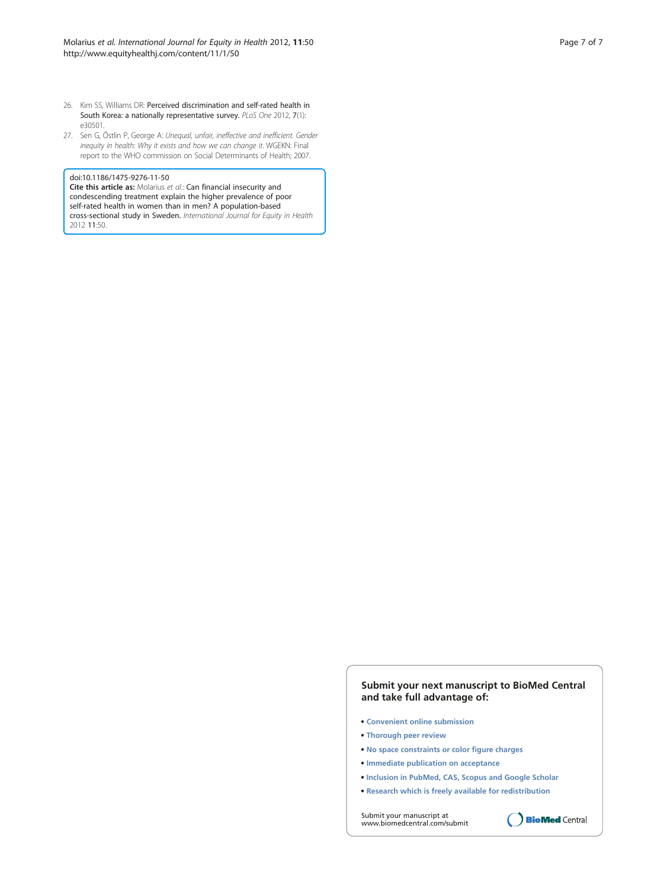26. Kim SS, Williams DR: **Perceived discrimination and self-rated health in South Korea: a nationally representative survey.** *PLoS One* 2012, **7**(1): e30501.
27. Sen G, Östlin P, George A: *Unequal, unfair, ineffective and inefficient. Gender inequity in health: Why it exists and how we can change it*. WGEKN: Final report to the WHO commission on Social Determinants of Health; 2007.

doi:10.1186/1475-9276-11-50
**Cite this article as:** Molarius *et al.*: Can financial insecurity and condescending treatment explain the higher prevalence of poor self-rated health in women than in men? A population-based cross-sectional study in Sweden. *International Journal for Equity in Health* 2012 **11**:50.

**Submit your next manuscript to BioMed Central and take full advantage of:**

- **Convenient online submission**
- **Thorough peer review**
- **No space constraints or color figure charges**
- **Immediate publication on acceptance**
- **Inclusion in PubMed, CAS, Scopus and Google Scholar**
- **Research which is freely available for redistribution**

Submit your manuscript at
www.biomedcentral.com/submit

BioMed Central